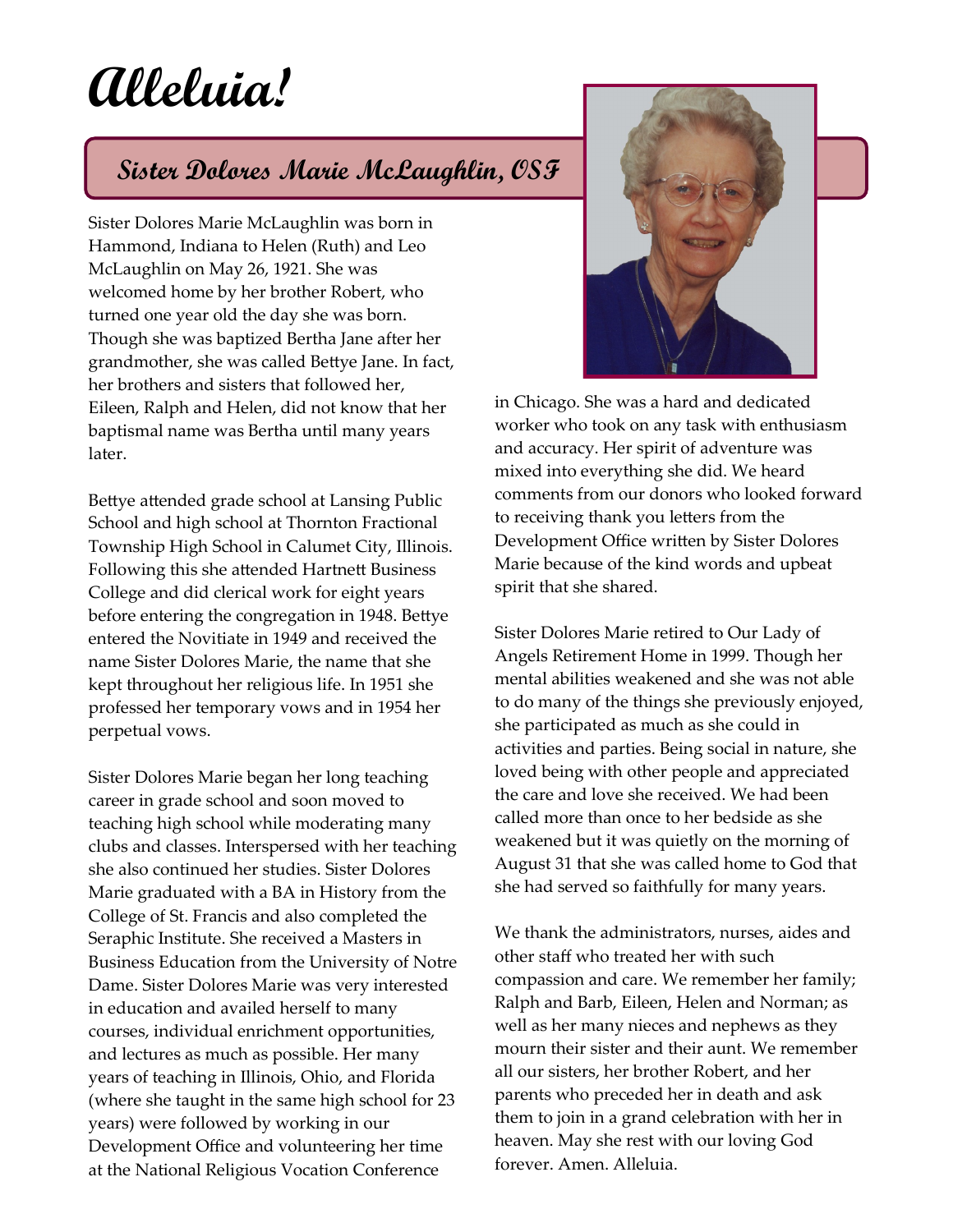# Alleluia!

## Sister Dolores Marie McLaughlin, OSF

Sister Dolores Marie McLaughlin was born in Hammond, Indiana to Helen (Ruth) and Leo McLaughlin on May 26, 1921. She was welcomed home by her brother Robert, who turned one year old the day she was born. Though she was baptized Bertha Jane after her grandmother, she was called Bettye Jane. In fact, her brothers and sisters that followed her, Eileen, Ralph and Helen, did not know that her baptismal name was Bertha until many years later.

Bettye attended grade school at Lansing Public School and high school at Thornton Fractional Township High School in Calumet City, Illinois. Following this she attended Hartnett Business College and did clerical work for eight years before entering the congregation in 1948. Bettye entered the Novitiate in 1949 and received the name Sister Dolores Marie, the name that she kept throughout her religious life. In 1951 she professed her temporary vows and in 1954 her perpetual vows.

Sister Dolores Marie began her long teaching career in grade school and soon moved to teaching high school while moderating many clubs and classes. Interspersed with her teaching she also continued her studies. Sister Dolores Marie graduated with a BA in History from the College of St. Francis and also completed the Seraphic Institute. She received a Masters in Business Education from the University of Notre Dame. Sister Dolores Marie was very interested in education and availed herself to many courses, individual enrichment opportunities, and lectures as much as possible. Her many years of teaching in Illinois, Ohio, and Florida (where she taught in the same high school for 23 years) were followed by working in our Development Office and volunteering her time at the National Religious Vocation Conference in Chicago. She was a hard and dedicated worker who took on any task with enthusiasm and accuracy. Her spirit of adventure was mixed into everything she did. We heard comments from our donors who looked forward to receiving thank you letters from the Development Office written by Sister Dolores Marie because of the kind words and upbeat spirit that she shared.

Sister Dolores Marie retired to Our Lady of Angels Retirement Home in 1999. Though her mental abilities weakened and she was not able to do many of the things she previously enjoyed, she participated as much as she could in activities and parties. Being social in nature, she loved being with other people and appreciated the care and love she received. We had been called more than once to her bedside as she weakened but it was quietly on the morning of August 31 that she was called home to God that she had served so faithfully for many years.

We thank the administrators, nurses, aides and other staff who treated her with such compassion and care. We remember her family; Ralph and Barb, Eileen, Helen and Norman; as well as her many nieces and nephews as they mourn their sister and their aunt. We remember all our sisters, her brother Robert, and her parents who preceded her in death and ask them to join in a grand celebration with her in heaven. May she rest with our loving God forever. Amen. Alleluia.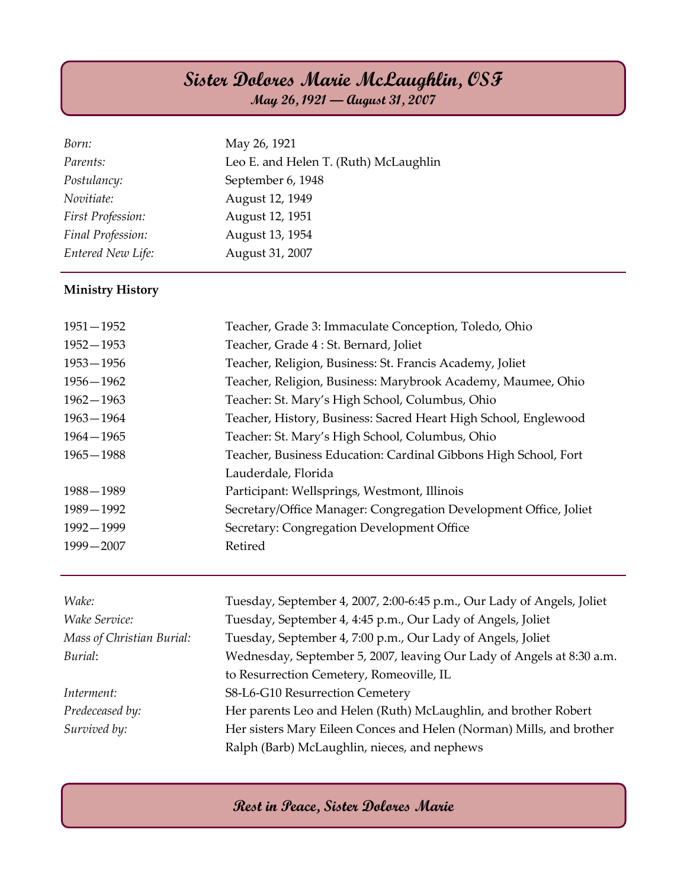# Sister Dolores Marie McLaughlin, OSF

**May 26, 1921 — August 31, 2007**

| | |
|---|---|
| *Born:* | May 26, 1921 |
| *Parents:* | Leo E. and Helen T. (Ruth) McLaughlin |
| *Postulancy:* | September 6, 1948 |
| *Novitiate:* | August 12, 1949 |
| *First Profession:* | August 12, 1951 |
| *Final Profession:* | August 13, 1954 |
| *Entered New Life:* | August 31, 2007 |

**Ministry History**

| | |
|---|---|
| 1951—1952 | Teacher, Grade 3: Immaculate Conception, Toledo, Ohio |
| 1952—1953 | Teacher, Grade 4 : St. Bernard, Joliet |
| 1953—1956 | Teacher, Religion, Business: St. Francis Academy, Joliet |
| 1956—1962 | Teacher, Religion, Business: Marybrook Academy, Maumee, Ohio |
| 1962—1963 | Teacher: St. Mary's High School, Columbus, Ohio |
| 1963—1964 | Teacher, History, Business: Sacred Heart High School, Englewood |
| 1964—1965 | Teacher: St. Mary's High School, Columbus, Ohio |
| 1965—1988 | Teacher, Business Education: Cardinal Gibbons High School, Fort Lauderdale, Florida |
| 1988—1989 | Participant: Wellsprings, Westmont, Illinois |
| 1989—1992 | Secretary/Office Manager: Congregation Development Office, Joliet |
| 1992—1999 | Secretary: Congregation Development Office |
| 1999—2007 | Retired |

| | |
|---|---|
| *Wake:* | Tuesday, September 4, 2007, 2:00-6:45 p.m., Our Lady of Angels, Joliet |
| *Wake Service:* | Tuesday, September 4, 4:45 p.m., Our Lady of Angels, Joliet |
| *Mass of Christian Burial:* | Tuesday, September 4, 7:00 p.m., Our Lady of Angels, Joliet |
| *Burial*: | Wednesday, September 5, 2007, leaving Our Lady of Angels at 8:30 a.m. to Resurrection Cemetery, Romeoville, IL |
| *Interment:* | S8-L6-G10 Resurrection Cemetery |
| *Predeceased by:* | Her parents Leo and Helen (Ruth) McLaughlin, and brother Robert |
| *Survived by:* | Her sisters Mary Eileen Conces and Helen (Norman) Mills, and brother Ralph (Barb) McLaughlin, nieces, and nephews |

**Rest in Peace, Sister Dolores Marie**